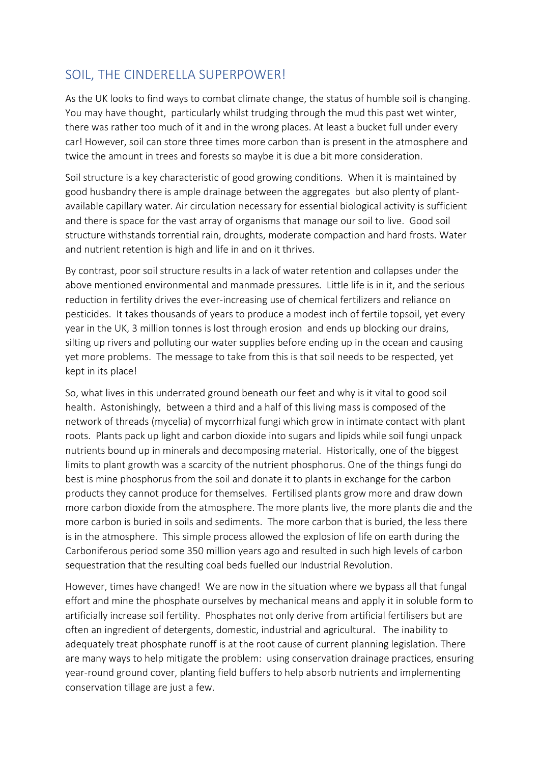## SOIL, THE CINDERELLA SUPERPOWER!

As the UK looks to find ways to combat climate change, the status of humble soil is changing. You may have thought, particularly whilst trudging through the mud this past wet winter, there was rather too much of it and in the wrong places. At least a bucket full under every car! However, soil can store three times more carbon than is present in the atmosphere and twice the amount in trees and forests so maybe it is due a bit more consideration.

Soil structure is a key characteristic of good growing conditions. When it is maintained by good husbandry there is ample drainage between the aggregates but also plenty of plant-available capillary water. Air circulation necessary for essential biological activity is sufficient and there is space for the vast array of organisms that manage our soil to live. Good soil structure withstands torrential rain, droughts, moderate compaction and hard frosts. Water and nutrient retention is high and life in and on it thrives.

By contrast, poor soil structure results in a lack of water retention and collapses under the above mentioned environmental and manmade pressures. Little life is in it, and the serious reduction in fertility drives the ever-increasing use of chemical fertilizers and reliance on pesticides. It takes thousands of years to produce a modest inch of fertile topsoil, yet every year in the UK, 3 million tonnes is lost through erosion and ends up blocking our drains, silting up rivers and polluting our water supplies before ending up in the ocean and causing yet more problems. The message to take from this is that soil needs to be respected, yet kept in its place!

So, what lives in this underrated ground beneath our feet and why is it vital to good soil health. Astonishingly, between a third and a half of this living mass is composed of the network of threads (mycelia) of mycorrhizal fungi which grow in intimate contact with plant roots. Plants pack up light and carbon dioxide into sugars and lipids while soil fungi unpack nutrients bound up in minerals and decomposing material. Historically, one of the biggest limits to plant growth was a scarcity of the nutrient phosphorus. One of the things fungi do best is mine phosphorus from the soil and donate it to plants in exchange for the carbon products they cannot produce for themselves. Fertilised plants grow more and draw down more carbon dioxide from the atmosphere. The more plants live, the more plants die and the more carbon is buried in soils and sediments. The more carbon that is buried, the less there is in the atmosphere. This simple process allowed the explosion of life on earth during the Carboniferous period some 350 million years ago and resulted in such high levels of carbon sequestration that the resulting coal beds fuelled our Industrial Revolution.

However, times have changed! We are now in the situation where we bypass all that fungal effort and mine the phosphate ourselves by mechanical means and apply it in soluble form to artificially increase soil fertility. Phosphates not only derive from artificial fertilisers but are often an ingredient of detergents, domestic, industrial and agricultural. The inability to adequately treat phosphate runoff is at the root cause of current planning legislation. There are many ways to help mitigate the problem: using conservation drainage practices, ensuring year-round ground cover, planting field buffers to help absorb nutrients and implementing conservation tillage are just a few.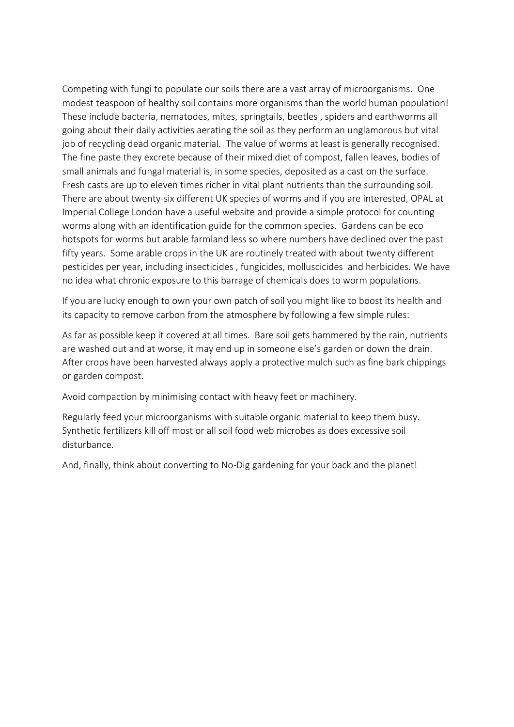Competing with fungi to populate our soils there are a vast array of microorganisms. One modest teaspoon of healthy soil contains more organisms than the world human population! These include bacteria, nematodes, mites, springtails, beetles , spiders and earthworms all going about their daily activities aerating the soil as they perform an unglamorous but vital job of recycling dead organic material. The value of worms at least is generally recognised. The fine paste they excrete because of their mixed diet of compost, fallen leaves, bodies of small animals and fungal material is, in some species, deposited as a cast on the surface. Fresh casts are up to eleven times richer in vital plant nutrients than the surrounding soil. There are about twenty-six different UK species of worms and if you are interested, OPAL at Imperial College London have a useful website and provide a simple protocol for counting worms along with an identification guide for the common species. Gardens can be eco hotspots for worms but arable farmland less so where numbers have declined over the past fifty years. Some arable crops in the UK are routinely treated with about twenty different pesticides per year, including insecticides , fungicides, molluscicides and herbicides. We have no idea what chronic exposure to this barrage of chemicals does to worm populations.

If you are lucky enough to own your own patch of soil you might like to boost its health and its capacity to remove carbon from the atmosphere by following a few simple rules:

As far as possible keep it covered at all times. Bare soil gets hammered by the rain, nutrients are washed out and at worse, it may end up in someone else's garden or down the drain. After crops have been harvested always apply a protective mulch such as fine bark chippings or garden compost.

Avoid compaction by minimising contact with heavy feet or machinery.

Regularly feed your microorganisms with suitable organic material to keep them busy. Synthetic fertilizers kill off most or all soil food web microbes as does excessive soil disturbance.

And, finally, think about converting to No-Dig gardening for your back and the planet!